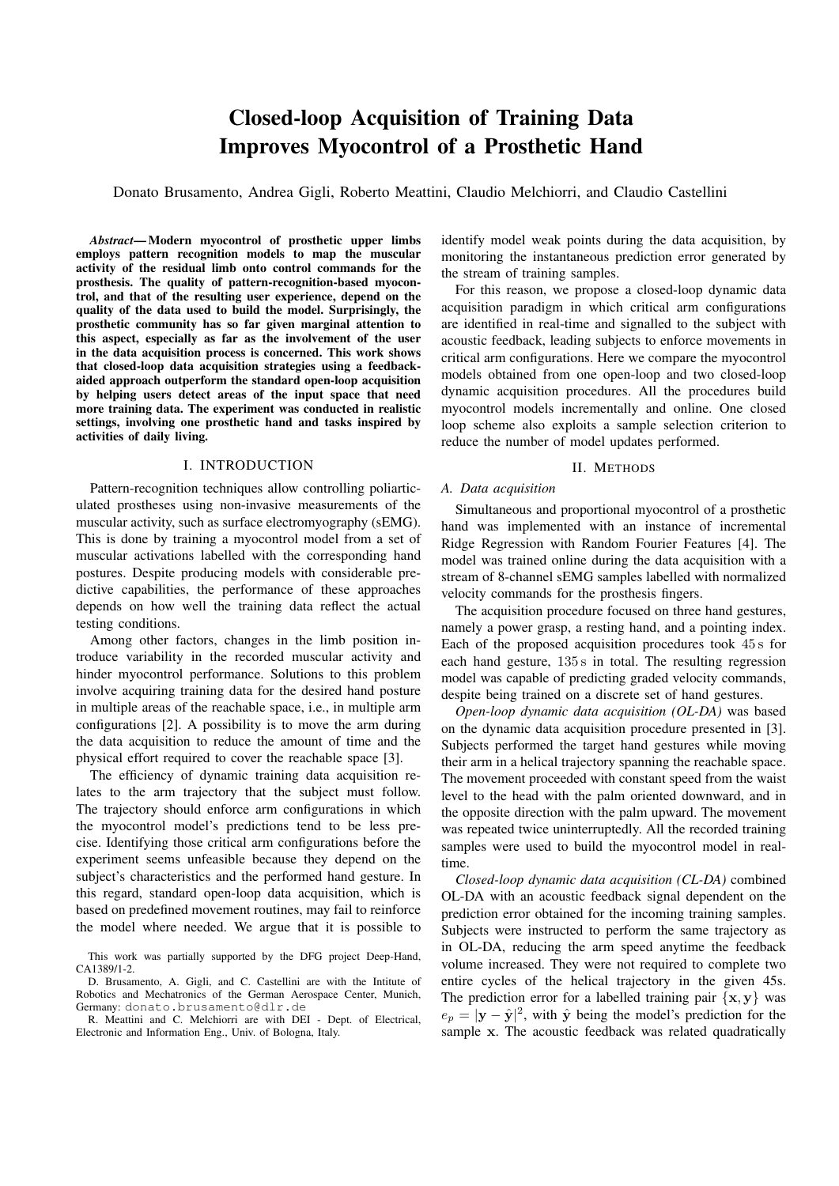# Closed-loop Acquisition of Training Data Improves Myocontrol of a Prosthetic Hand

Donato Brusamento, Andrea Gigli, Roberto Meattini, Claudio Melchiorri, and Claudio Castellini

***Abstract*— Modern myocontrol of prosthetic upper limbs employs pattern recognition models to map the muscular activity of the residual limb onto control commands for the prosthesis. The quality of pattern-recognition-based myocontrol, and that of the resulting user experience, depend on the quality of the data used to build the model. Surprisingly, the prosthetic community has so far given marginal attention to this aspect, especially as far as the involvement of the user in the data acquisition process is concerned. This work shows that closed-loop data acquisition strategies using a feedback-aided approach outperform the standard open-loop acquisition by helping users detect areas of the input space that need more training data. The experiment was conducted in realistic settings, involving one prosthetic hand and tasks inspired by activities of daily living.**

## I. INTRODUCTION

Pattern-recognition techniques allow controlling poliarticulated prostheses using non-invasive measurements of the muscular activity, such as surface electromyography (sEMG). This is done by training a myocontrol model from a set of muscular activations labelled with the corresponding hand postures. Despite producing models with considerable predictive capabilities, the performance of these approaches depends on how well the training data reflect the actual testing conditions.

Among other factors, changes in the limb position introduce variability in the recorded muscular activity and hinder myocontrol performance. Solutions to this problem involve acquiring training data for the desired hand posture in multiple areas of the reachable space, i.e., in multiple arm configurations [2]. A possibility is to move the arm during the data acquisition to reduce the amount of time and the physical effort required to cover the reachable space [3].

The efficiency of dynamic training data acquisition relates to the arm trajectory that the subject must follow. The trajectory should enforce arm configurations in which the myocontrol model's predictions tend to be less precise. Identifying those critical arm configurations before the experiment seems unfeasible because they depend on the subject's characteristics and the performed hand gesture. In this regard, standard open-loop data acquisition, which is based on predefined movement routines, may fail to reinforce the model where needed. We argue that it is possible to identify model weak points during the data acquisition, by monitoring the instantaneous prediction error generated by the stream of training samples.

For this reason, we propose a closed-loop dynamic data acquisition paradigm in which critical arm configurations are identified in real-time and signalled to the subject with acoustic feedback, leading subjects to enforce movements in critical arm configurations. Here we compare the myocontrol models obtained from one open-loop and two closed-loop dynamic acquisition procedures. All the procedures build myocontrol models incrementally and online. One closed loop scheme also exploits a sample selection criterion to reduce the number of model updates performed.

This work was partially supported by the DFG project Deep-Hand, CA1389/1-2.

D. Brusamento, A. Gigli, and C. Castellini are with the Intitute of Robotics and Mechatronics of the German Aerospace Center, Munich, Germany: donato.brusamento@dlr.de

R. Meattini and C. Melchiorri are with DEI - Dept. of Electrical, Electronic and Information Eng., Univ. of Bologna, Italy.

## II. METHODS

### A. Data acquisition

Simultaneous and proportional myocontrol of a prosthetic hand was implemented with an instance of incremental Ridge Regression with Random Fourier Features [4]. The model was trained online during the data acquisition with a stream of 8-channel sEMG samples labelled with normalized velocity commands for the prosthesis fingers.

The acquisition procedure focused on three hand gestures, namely a power grasp, a resting hand, and a pointing index. Each of the proposed acquisition procedures took 45 s for each hand gesture, 135 s in total. The resulting regression model was capable of predicting graded velocity commands, despite being trained on a discrete set of hand gestures.

*Open-loop dynamic data acquisition (OL-DA)* was based on the dynamic data acquisition procedure presented in [3]. Subjects performed the target hand gestures while moving their arm in a helical trajectory spanning the reachable space. The movement proceeded with constant speed from the waist level to the head with the palm oriented downward, and in the opposite direction with the palm upward. The movement was repeated twice uninterruptedly. All the recorded training samples were used to build the myocontrol model in real-time.

*Closed-loop dynamic data acquisition (CL-DA)* combined OL-DA with an acoustic feedback signal dependent on the prediction error obtained for the incoming training samples. Subjects were instructed to perform the same trajectory as in OL-DA, reducing the arm speed anytime the feedback volume increased. They were not required to complete two entire cycles of the helical trajectory in the given 45s. The prediction error for a labelled training pair $\{\mathbf{x}, \mathbf{y}\}$ was $e_p = |\mathbf{y} - \hat{\mathbf{y}}|^2$, with $\hat{\mathbf{y}}$ being the model's prediction for the sample $\mathbf{x}$. The acoustic feedback was related quadratically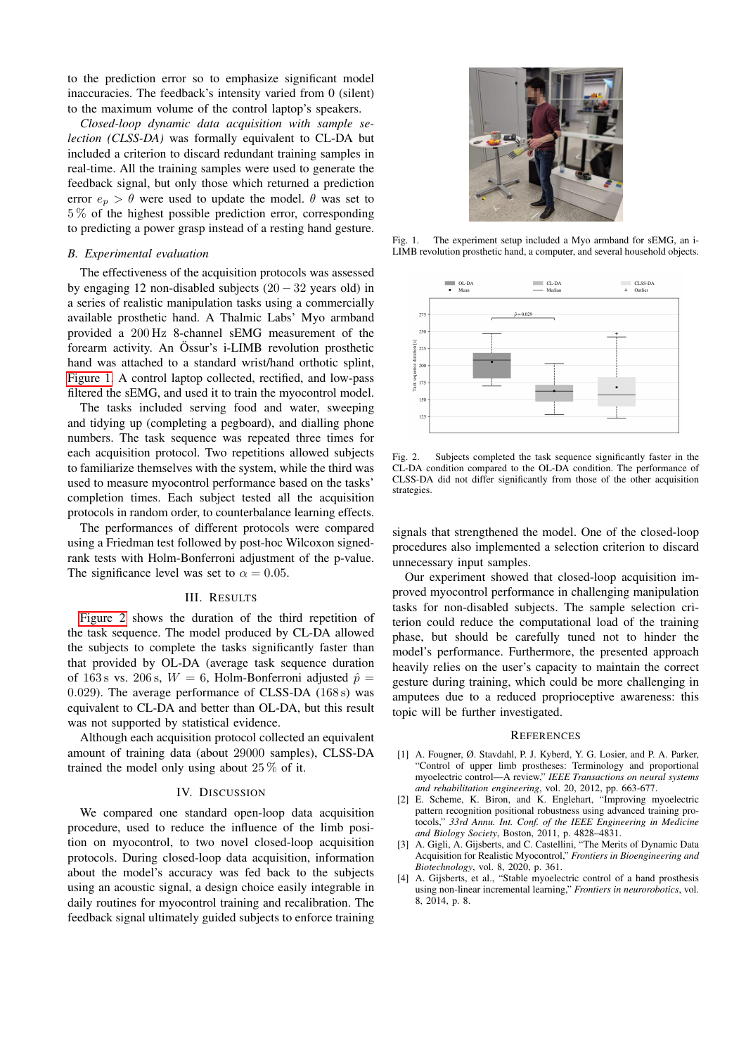to the prediction error so to emphasize significant model inaccuracies. The feedback's intensity varied from 0 (silent) to the maximum volume of the control laptop's speakers.

*Closed-loop dynamic data acquisition with sample selection (CLSS-DA)* was formally equivalent to CL-DA but included a criterion to discard redundant training samples in real-time. All the training samples were used to generate the feedback signal, but only those which returned a prediction error $e_p > \theta$ were used to update the model. $\theta$ was set to $5\,\%$ of the highest possible prediction error, corresponding to predicting a power grasp instead of a resting hand gesture.

### B. Experimental evaluation

The effectiveness of the acquisition protocols was assessed by engaging 12 non-disabled subjects ($20-32$ years old) in a series of realistic manipulation tasks using a commercially available prosthetic hand. A Thalmic Labs' Myo armband provided a 200 Hz 8-channel sEMG measurement of the forearm activity. An Össur's i-LIMB revolution prosthetic hand was attached to a standard wrist/hand orthotic splint, Figure 1. A control laptop collected, rectified, and low-pass filtered the sEMG, and used it to train the myocontrol model.

The tasks included serving food and water, sweeping and tidying up (completing a pegboard), and dialling phone numbers. The task sequence was repeated three times for each acquisition protocol. Two repetitions allowed subjects to familiarize themselves with the system, while the third was used to measure myocontrol performance based on the tasks' completion times. Each subject tested all the acquisition protocols in random order, to counterbalance learning effects.

The performances of different protocols were compared using a Friedman test followed by post-hoc Wilcoxon signed-rank tests with Holm-Bonferroni adjustment of the p-value. The significance level was set to $\alpha = 0.05$.

## III. Results

Figure 2 shows the duration of the third repetition of the task sequence. The model produced by CL-DA allowed the subjects to complete the tasks significantly faster than that provided by OL-DA (average task sequence duration of 163 s vs. 206 s, $W = 6$, Holm-Bonferroni adjusted $\hat{p} = 0.029$). The average performance of CLSS-DA (168 s) was equivalent to CL-DA and better than OL-DA, but this result was not supported by statistical evidence.

Although each acquisition protocol collected an equivalent amount of training data (about 29000 samples), CLSS-DA trained the model only using about $25\,\%$ of it.

## IV. Discussion

We compared one standard open-loop data acquisition procedure, used to reduce the influence of the limb position on myocontrol, to two novel closed-loop acquisition protocols. During closed-loop data acquisition, information about the model's accuracy was fed back to the subjects using an acoustic signal, a design choice easily integrable in daily routines for myocontrol training and recalibration. The feedback signal ultimately guided subjects to enforce training signals that strengthened the model. One of the closed-loop procedures also implemented a selection criterion to discard unnecessary input samples.

Our experiment showed that closed-loop acquisition improved myocontrol performance in challenging manipulation tasks for non-disabled subjects. The sample selection criterion could reduce the computational load of the training phase, but should be carefully tuned not to hinder the model's performance. Furthermore, the presented approach heavily relies on the user's capacity to maintain the correct gesture during training, which could be more challenging in amputees due to a reduced proprioceptive awareness: this topic will be further investigated.

Fig. 1. The experiment setup included a Myo armband for sEMG, an i-LIMB revolution prosthetic hand, a computer, and several household objects.

OL-DA
Mean
CL-DA
Median
CLSS-DA
Outlier
$\hat{p}=0.029$
Task sequence duration [s]
275
250
225
200
175
150
125

Fig. 2. Subjects completed the task sequence significantly faster in the CL-DA condition compared to the OL-DA condition. The performance of CLSS-DA did not differ significantly from those of the other acquisition strategies.

## References

[1] A. Fougner, Ø. Stavdahl, P. J. Kyberd, Y. G. Losier, and P. A. Parker, "Control of upper limb prostheses: Terminology and proportional myoelectric control—A review," *IEEE Transactions on neural systems and rehabilitation engineering*, vol. 20, 2012, pp. 663-677.

[2] E. Scheme, K. Biron, and K. Englehart, "Improving myoelectric pattern recognition positional robustness using advanced training protocols," *33rd Annu. Int. Conf. of the IEEE Engineering in Medicine and Biology Society*, Boston, 2011, p. 4828–4831.

[3] A. Gigli, A. Gijsberts, and C. Castellini, "The Merits of Dynamic Data Acquisition for Realistic Myocontrol," *Frontiers in Bioengineering and Biotechnology*, vol. 8, 2020, p. 361.

[4] A. Gijsberts, et al., "Stable myoelectric control of a hand prosthesis using non-linear incremental learning," *Frontiers in neurorobotics*, vol. 8, 2014, p. 8.